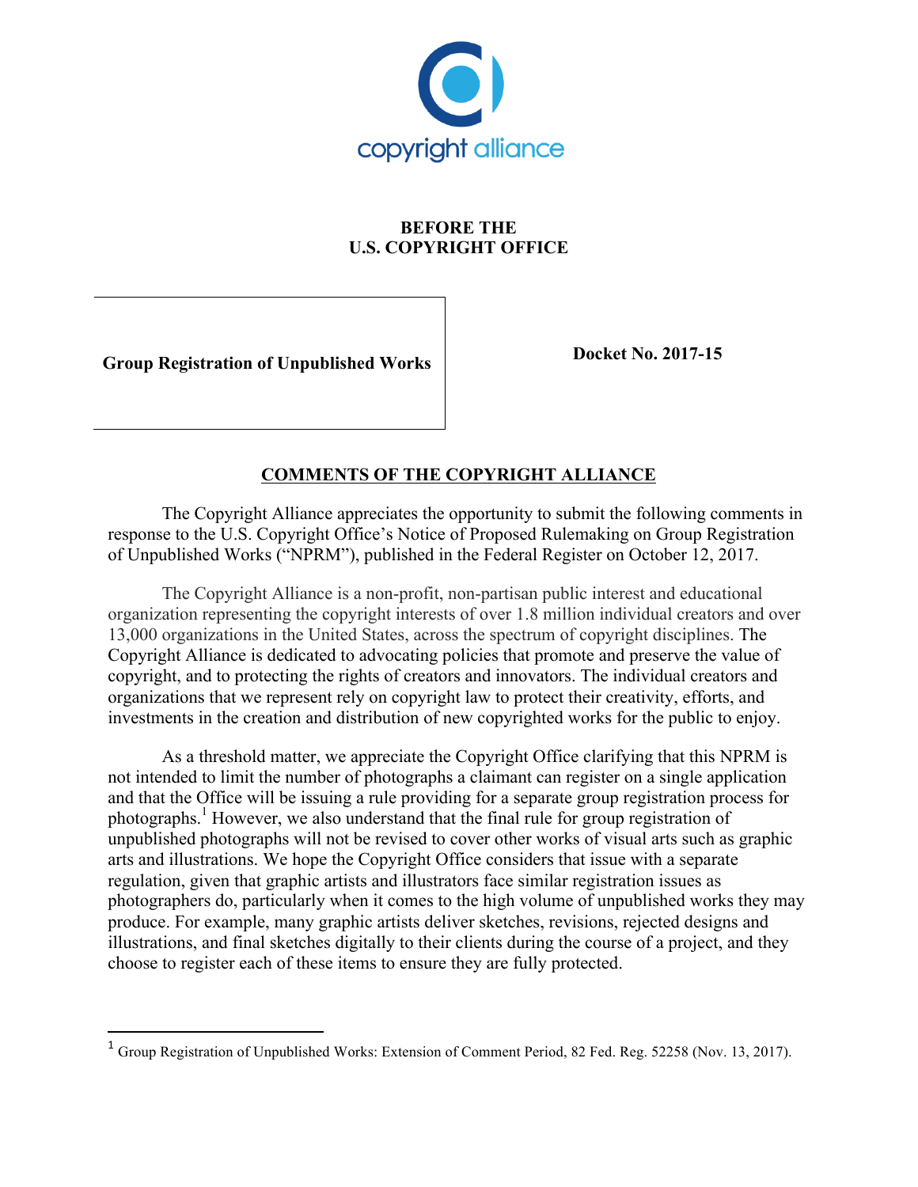copyright alliance

**BEFORE THE**
**U.S. COPYRIGHT OFFICE**

| **Group Registration of Unpublished Works** | **Docket No. 2017-15** |
| --- | --- |

## COMMENTS OF THE COPYRIGHT ALLIANCE

The Copyright Alliance appreciates the opportunity to submit the following comments in response to the U.S. Copyright Office's Notice of Proposed Rulemaking on Group Registration of Unpublished Works ("NPRM"), published in the Federal Register on October 12, 2017.

The Copyright Alliance is a non-profit, non-partisan public interest and educational organization representing the copyright interests of over 1.8 million individual creators and over 13,000 organizations in the United States, across the spectrum of copyright disciplines. The Copyright Alliance is dedicated to advocating policies that promote and preserve the value of copyright, and to protecting the rights of creators and innovators. The individual creators and organizations that we represent rely on copyright law to protect their creativity, efforts, and investments in the creation and distribution of new copyrighted works for the public to enjoy.

As a threshold matter, we appreciate the Copyright Office clarifying that this NPRM is not intended to limit the number of photographs a claimant can register on a single application and that the Office will be issuing a rule providing for a separate group registration process for photographs.[1] However, we also understand that the final rule for group registration of unpublished photographs will not be revised to cover other works of visual arts such as graphic arts and illustrations. We hope the Copyright Office considers that issue with a separate regulation, given that graphic artists and illustrators face similar registration issues as photographers do, particularly when it comes to the high volume of unpublished works they may produce. For example, many graphic artists deliver sketches, revisions, rejected designs and illustrations, and final sketches digitally to their clients during the course of a project, and they choose to register each of these items to ensure they are fully protected.

---

[1] Group Registration of Unpublished Works: Extension of Comment Period, 82 Fed. Reg. 52258 (Nov. 13, 2017).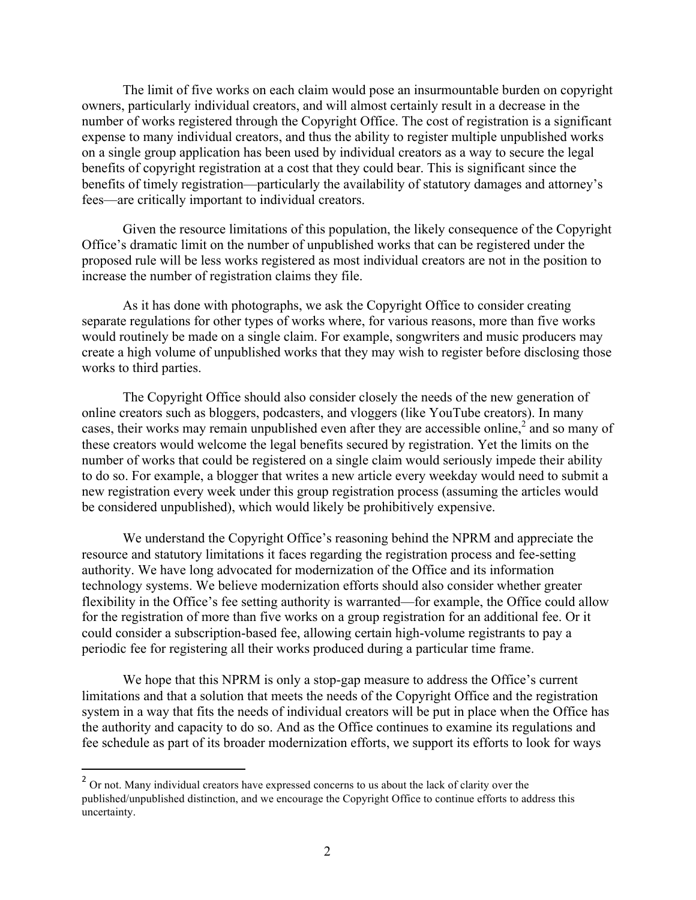The limit of five works on each claim would pose an insurmountable burden on copyright owners, particularly individual creators, and will almost certainly result in a decrease in the number of works registered through the Copyright Office. The cost of registration is a significant expense to many individual creators, and thus the ability to register multiple unpublished works on a single group application has been used by individual creators as a way to secure the legal benefits of copyright registration at a cost that they could bear. This is significant since the benefits of timely registration—particularly the availability of statutory damages and attorney's fees—are critically important to individual creators.

Given the resource limitations of this population, the likely consequence of the Copyright Office's dramatic limit on the number of unpublished works that can be registered under the proposed rule will be less works registered as most individual creators are not in the position to increase the number of registration claims they file.

As it has done with photographs, we ask the Copyright Office to consider creating separate regulations for other types of works where, for various reasons, more than five works would routinely be made on a single claim. For example, songwriters and music producers may create a high volume of unpublished works that they may wish to register before disclosing those works to third parties.

The Copyright Office should also consider closely the needs of the new generation of online creators such as bloggers, podcasters, and vloggers (like YouTube creators). In many cases, their works may remain unpublished even after they are accessible online,[2] and so many of these creators would welcome the legal benefits secured by registration. Yet the limits on the number of works that could be registered on a single claim would seriously impede their ability to do so. For example, a blogger that writes a new article every weekday would need to submit a new registration every week under this group registration process (assuming the articles would be considered unpublished), which would likely be prohibitively expensive.

We understand the Copyright Office's reasoning behind the NPRM and appreciate the resource and statutory limitations it faces regarding the registration process and fee-setting authority. We have long advocated for modernization of the Office and its information technology systems. We believe modernization efforts should also consider whether greater flexibility in the Office's fee setting authority is warranted—for example, the Office could allow for the registration of more than five works on a group registration for an additional fee. Or it could consider a subscription-based fee, allowing certain high-volume registrants to pay a periodic fee for registering all their works produced during a particular time frame.

We hope that this NPRM is only a stop-gap measure to address the Office's current limitations and that a solution that meets the needs of the Copyright Office and the registration system in a way that fits the needs of individual creators will be put in place when the Office has the authority and capacity to do so. And as the Office continues to examine its regulations and fee schedule as part of its broader modernization efforts, we support its efforts to look for ways

---

[2] Or not. Many individual creators have expressed concerns to us about the lack of clarity over the published/unpublished distinction, and we encourage the Copyright Office to continue efforts to address this uncertainty.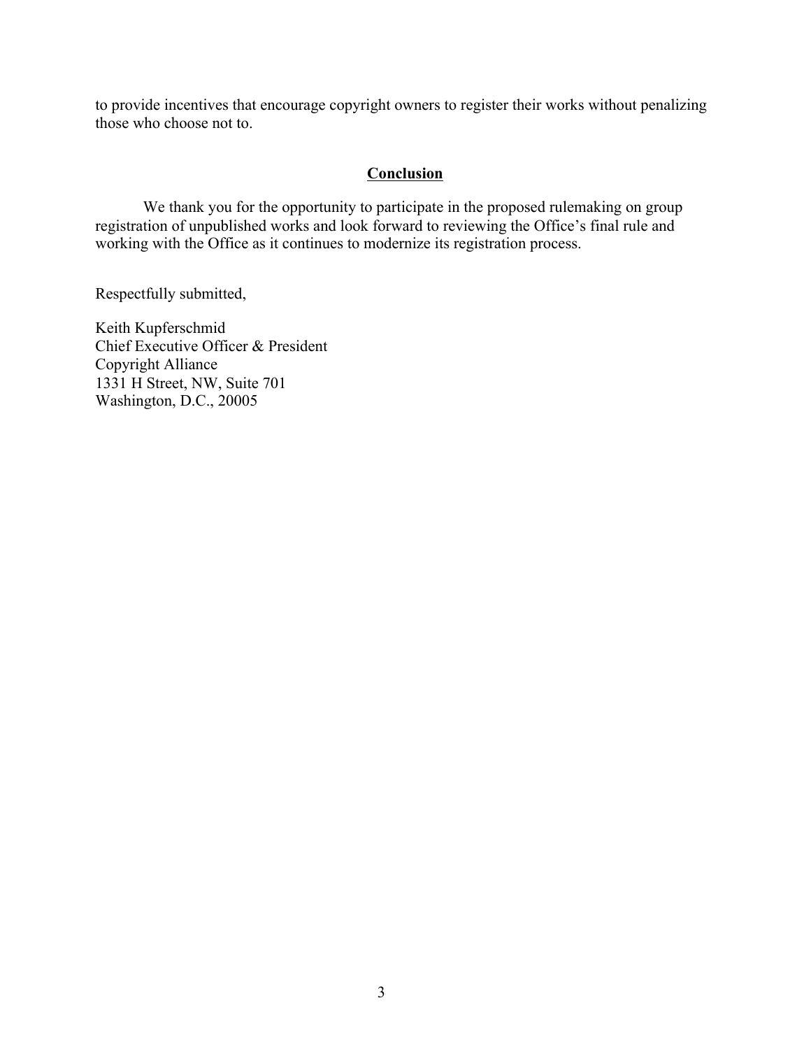to provide incentives that encourage copyright owners to register their works without penalizing those who choose not to.

## Conclusion

We thank you for the opportunity to participate in the proposed rulemaking on group registration of unpublished works and look forward to reviewing the Office's final rule and working with the Office as it continues to modernize its registration process.

Respectfully submitted,

Keith Kupferschmid
Chief Executive Officer & President
Copyright Alliance
1331 H Street, NW, Suite 701
Washington, D.C., 20005